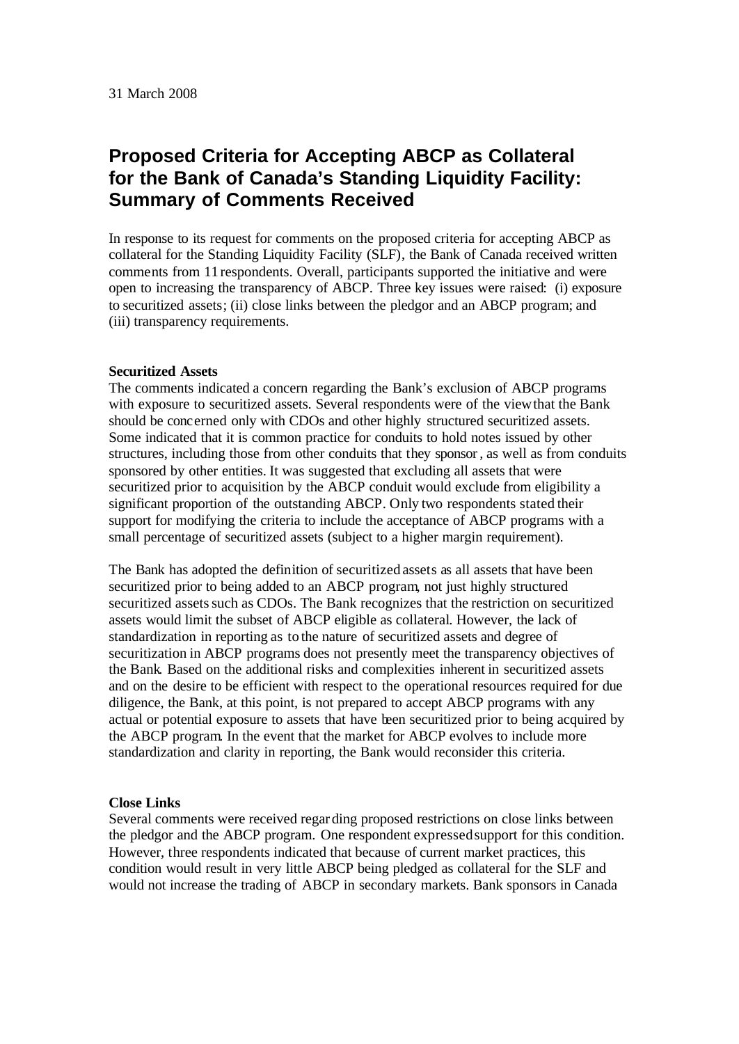31 March 2008

# Proposed Criteria for Accepting ABCP as Collateral for the Bank of Canada's Standing Liquidity Facility: Summary of Comments Received

In response to its request for comments on the proposed criteria for accepting ABCP as collateral for the Standing Liquidity Facility (SLF), the Bank of Canada received written comments from 11 respondents. Overall, participants supported the initiative and were open to increasing the transparency of ABCP. Three key issues were raised: (i) exposure to securitized assets; (ii) close links between the pledgor and an ABCP program; and (iii) transparency requirements.

**Securitized Assets**

The comments indicated a concern regarding the Bank's exclusion of ABCP programs with exposure to securitized assets. Several respondents were of the view that the Bank should be concerned only with CDOs and other highly structured securitized assets. Some indicated that it is common practice for conduits to hold notes issued by other structures, including those from other conduits that they sponsor, as well as from conduits sponsored by other entities. It was suggested that excluding all assets that were securitized prior to acquisition by the ABCP conduit would exclude from eligibility a significant proportion of the outstanding ABCP. Only two respondents stated their support for modifying the criteria to include the acceptance of ABCP programs with a small percentage of securitized assets (subject to a higher margin requirement).

The Bank has adopted the definition of securitized assets as all assets that have been securitized prior to being added to an ABCP program, not just highly structured securitized assets such as CDOs. The Bank recognizes that the restriction on securitized assets would limit the subset of ABCP eligible as collateral. However, the lack of standardization in reporting as to the nature of securitized assets and degree of securitization in ABCP programs does not presently meet the transparency objectives of the Bank. Based on the additional risks and complexities inherent in securitized assets and on the desire to be efficient with respect to the operational resources required for due diligence, the Bank, at this point, is not prepared to accept ABCP programs with any actual or potential exposure to assets that have been securitized prior to being acquired by the ABCP program. In the event that the market for ABCP evolves to include more standardization and clarity in reporting, the Bank would reconsider this criteria.

**Close Links**

Several comments were received regarding proposed restrictions on close links between the pledgor and the ABCP program. One respondent expressed support for this condition. However, three respondents indicated that because of current market practices, this condition would result in very little ABCP being pledged as collateral for the SLF and would not increase the trading of ABCP in secondary markets. Bank sponsors in Canada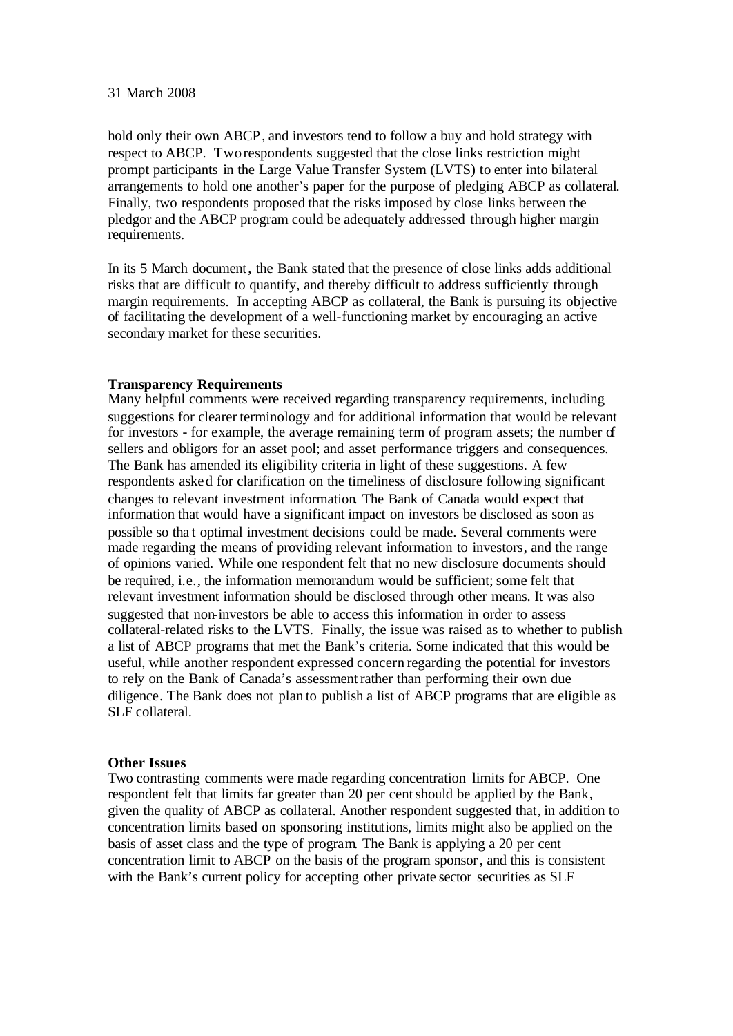hold only their own ABCP, and investors tend to follow a buy and hold strategy with respect to ABCP. Two respondents suggested that the close links restriction might prompt participants in the Large Value Transfer System (LVTS) to enter into bilateral arrangements to hold one another's paper for the purpose of pledging ABCP as collateral. Finally, two respondents proposed that the risks imposed by close links between the pledgor and the ABCP program could be adequately addressed through higher margin requirements.

In its 5 March document, the Bank stated that the presence of close links adds additional risks that are difficult to quantify, and thereby difficult to address sufficiently through margin requirements. In accepting ABCP as collateral, the Bank is pursuing its objective of facilitating the development of a well-functioning market by encouraging an active secondary market for these securities.

**Transparency Requirements**

Many helpful comments were received regarding transparency requirements, including suggestions for clearer terminology and for additional information that would be relevant for investors - for example, the average remaining term of program assets; the number of sellers and obligors for an asset pool; and asset performance triggers and consequences. The Bank has amended its eligibility criteria in light of these suggestions. A few respondents asked for clarification on the timeliness of disclosure following significant changes to relevant investment information. The Bank of Canada would expect that information that would have a significant impact on investors be disclosed as soon as possible so that optimal investment decisions could be made. Several comments were made regarding the means of providing relevant information to investors, and the range of opinions varied. While one respondent felt that no new disclosure documents should be required, i.e., the information memorandum would be sufficient; some felt that relevant investment information should be disclosed through other means. It was also suggested that non-investors be able to access this information in order to assess collateral-related risks to the LVTS. Finally, the issue was raised as to whether to publish a list of ABCP programs that met the Bank's criteria. Some indicated that this would be useful, while another respondent expressed concern regarding the potential for investors to rely on the Bank of Canada's assessment rather than performing their own due diligence. The Bank does not plan to publish a list of ABCP programs that are eligible as SLF collateral.

**Other Issues**

Two contrasting comments were made regarding concentration limits for ABCP. One respondent felt that limits far greater than 20 per cent should be applied by the Bank, given the quality of ABCP as collateral. Another respondent suggested that, in addition to concentration limits based on sponsoring institutions, limits might also be applied on the basis of asset class and the type of program. The Bank is applying a 20 per cent concentration limit to ABCP on the basis of the program sponsor, and this is consistent with the Bank's current policy for accepting other private sector securities as SLF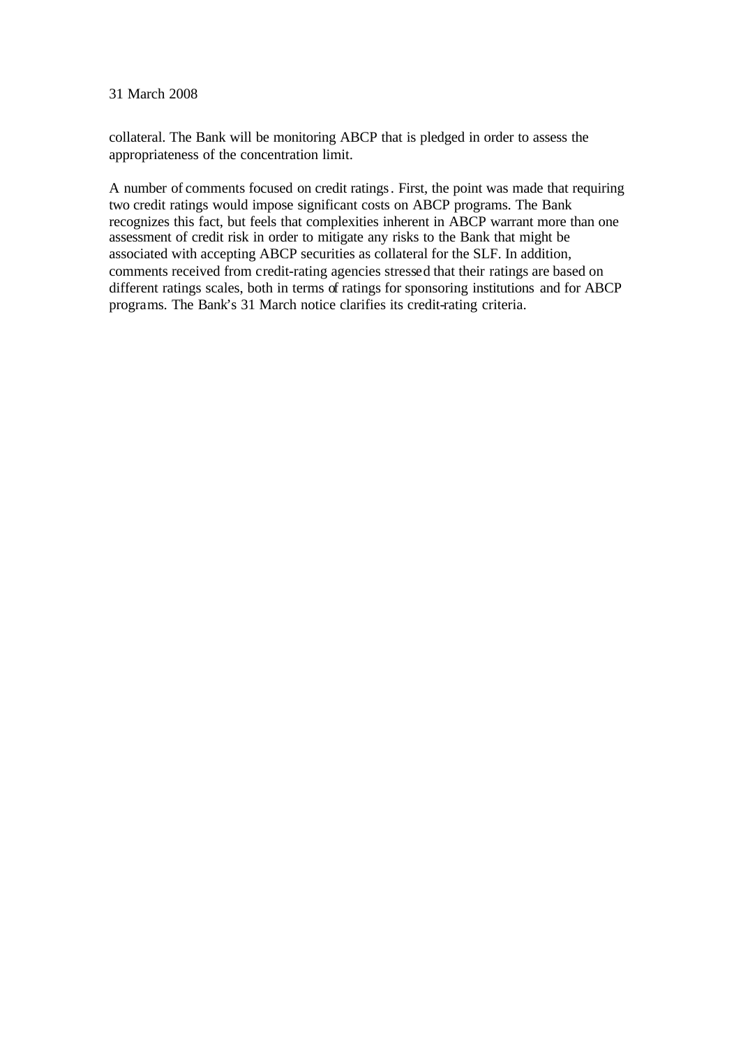collateral. The Bank will be monitoring ABCP that is pledged in order to assess the appropriateness of the concentration limit.

A number of comments focused on credit ratings. First, the point was made that requiring two credit ratings would impose significant costs on ABCP programs. The Bank recognizes this fact, but feels that complexities inherent in ABCP warrant more than one assessment of credit risk in order to mitigate any risks to the Bank that might be associated with accepting ABCP securities as collateral for the SLF. In addition, comments received from credit-rating agencies stressed that their ratings are based on different ratings scales, both in terms of ratings for sponsoring institutions and for ABCP programs. The Bank's 31 March notice clarifies its credit-rating criteria.